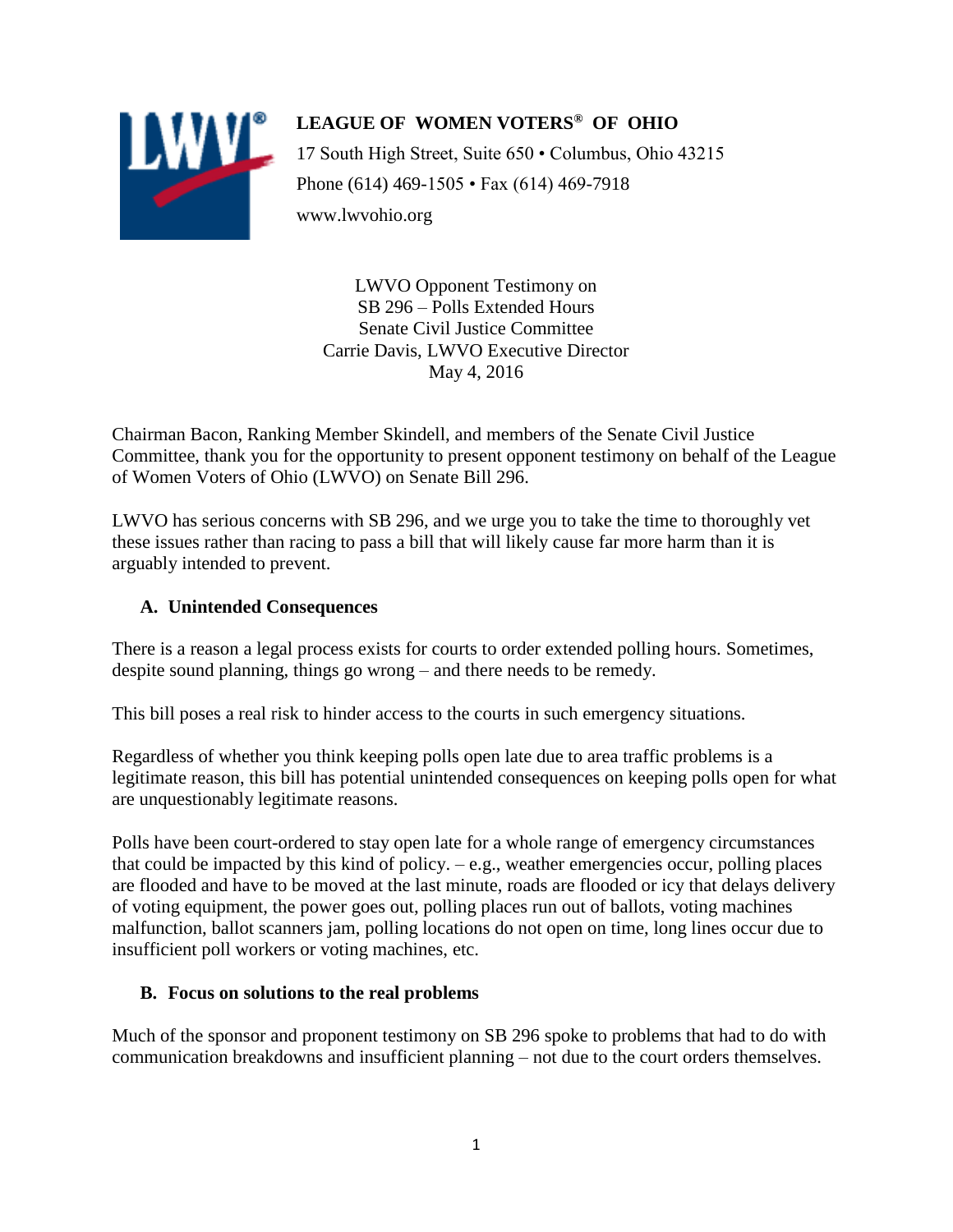**LEAGUE OF WOMEN VOTERS® OF OHIO**

17 South High Street, Suite 650 • Columbus, Ohio 43215
Phone (614) 469-1505 • Fax (614) 469-7918
www.lwvohio.org

LWVO Opponent Testimony on
SB 296 – Polls Extended Hours
Senate Civil Justice Committee
Carrie Davis, LWVO Executive Director
May 4, 2016

Chairman Bacon, Ranking Member Skindell, and members of the Senate Civil Justice Committee, thank you for the opportunity to present opponent testimony on behalf of the League of Women Voters of Ohio (LWVO) on Senate Bill 296.

LWVO has serious concerns with SB 296, and we urge you to take the time to thoroughly vet these issues rather than racing to pass a bill that will likely cause far more harm than it is arguably intended to prevent.

## A. Unintended Consequences

There is a reason a legal process exists for courts to order extended polling hours. Sometimes, despite sound planning, things go wrong – and there needs to be remedy.

This bill poses a real risk to hinder access to the courts in such emergency situations.

Regardless of whether you think keeping polls open late due to area traffic problems is a legitimate reason, this bill has potential unintended consequences on keeping polls open for what are unquestionably legitimate reasons.

Polls have been court-ordered to stay open late for a whole range of emergency circumstances that could be impacted by this kind of policy. – e.g., weather emergencies occur, polling places are flooded and have to be moved at the last minute, roads are flooded or icy that delays delivery of voting equipment, the power goes out, polling places run out of ballots, voting machines malfunction, ballot scanners jam, polling locations do not open on time, long lines occur due to insufficient poll workers or voting machines, etc.

## B. Focus on solutions to the real problems

Much of the sponsor and proponent testimony on SB 296 spoke to problems that had to do with communication breakdowns and insufficient planning – not due to the court orders themselves.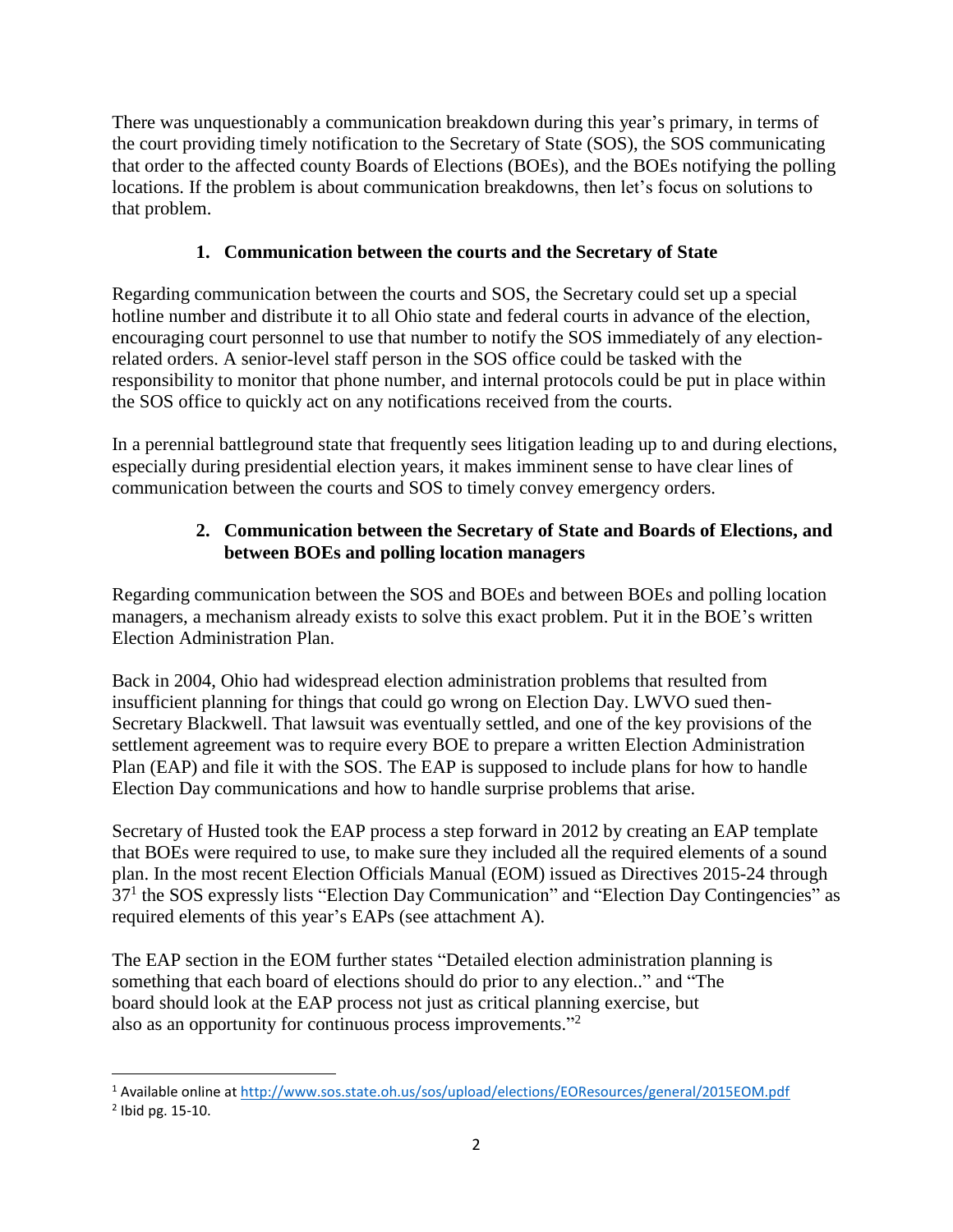There was unquestionably a communication breakdown during this year's primary, in terms of the court providing timely notification to the Secretary of State (SOS), the SOS communicating that order to the affected county Boards of Elections (BOEs), and the BOEs notifying the polling locations. If the problem is about communication breakdowns, then let's focus on solutions to that problem.

## 1. Communication between the courts and the Secretary of State

Regarding communication between the courts and SOS, the Secretary could set up a special hotline number and distribute it to all Ohio state and federal courts in advance of the election, encouraging court personnel to use that number to notify the SOS immediately of any election-related orders. A senior-level staff person in the SOS office could be tasked with the responsibility to monitor that phone number, and internal protocols could be put in place within the SOS office to quickly act on any notifications received from the courts.

In a perennial battleground state that frequently sees litigation leading up to and during elections, especially during presidential election years, it makes imminent sense to have clear lines of communication between the courts and SOS to timely convey emergency orders.

## 2. Communication between the Secretary of State and Boards of Elections, and between BOEs and polling location managers

Regarding communication between the SOS and BOEs and between BOEs and polling location managers, a mechanism already exists to solve this exact problem. Put it in the BOE's written Election Administration Plan.

Back in 2004, Ohio had widespread election administration problems that resulted from insufficient planning for things that could go wrong on Election Day. LWVO sued then-Secretary Blackwell. That lawsuit was eventually settled, and one of the key provisions of the settlement agreement was to require every BOE to prepare a written Election Administration Plan (EAP) and file it with the SOS. The EAP is supposed to include plans for how to handle Election Day communications and how to handle surprise problems that arise.

Secretary of Husted took the EAP process a step forward in 2012 by creating an EAP template that BOEs were required to use, to make sure they included all the required elements of a sound plan. In the most recent Election Officials Manual (EOM) issued as Directives 2015-24 through 37[1] the SOS expressly lists "Election Day Communication" and "Election Day Contingencies" as required elements of this year's EAPs (see attachment A).

The EAP section in the EOM further states "Detailed election administration planning is something that each board of elections should do prior to any election.." and "The board should look at the EAP process not just as critical planning exercise, but also as an opportunity for continuous process improvements."[2]

---

[1] Available online at http://www.sos.state.oh.us/sos/upload/elections/EOResources/general/2015EOM.pdf

[2] Ibid pg. 15-10.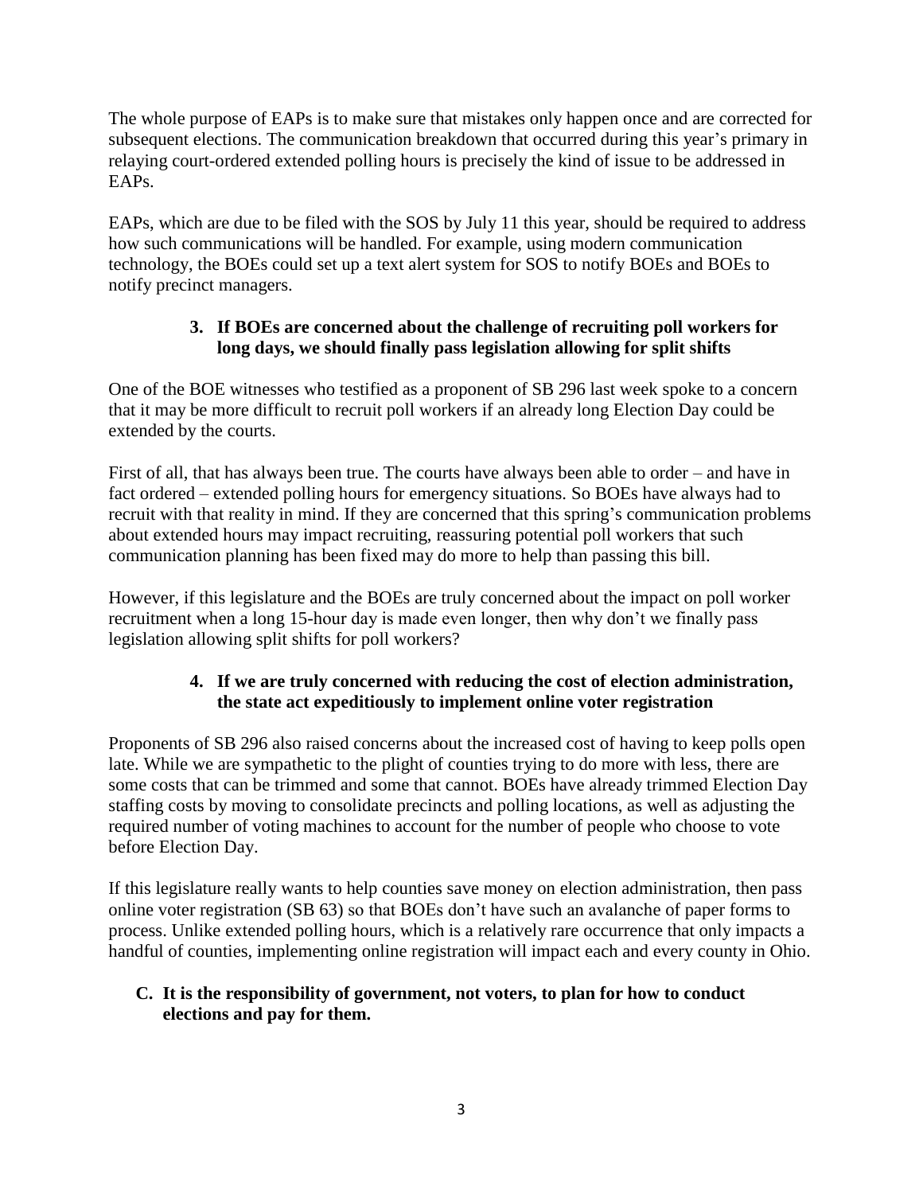The whole purpose of EAPs is to make sure that mistakes only happen once and are corrected for subsequent elections. The communication breakdown that occurred during this year's primary in relaying court-ordered extended polling hours is precisely the kind of issue to be addressed in EAPs.

EAPs, which are due to be filed with the SOS by July 11 this year, should be required to address how such communications will be handled. For example, using modern communication technology, the BOEs could set up a text alert system for SOS to notify BOEs and BOEs to notify precinct managers.

### 3. If BOEs are concerned about the challenge of recruiting poll workers for long days, we should finally pass legislation allowing for split shifts

One of the BOE witnesses who testified as a proponent of SB 296 last week spoke to a concern that it may be more difficult to recruit poll workers if an already long Election Day could be extended by the courts.

First of all, that has always been true. The courts have always been able to order – and have in fact ordered – extended polling hours for emergency situations. So BOEs have always had to recruit with that reality in mind. If they are concerned that this spring's communication problems about extended hours may impact recruiting, reassuring potential poll workers that such communication planning has been fixed may do more to help than passing this bill.

However, if this legislature and the BOEs are truly concerned about the impact on poll worker recruitment when a long 15-hour day is made even longer, then why don't we finally pass legislation allowing split shifts for poll workers?

### 4. If we are truly concerned with reducing the cost of election administration, the state act expeditiously to implement online voter registration

Proponents of SB 296 also raised concerns about the increased cost of having to keep polls open late. While we are sympathetic to the plight of counties trying to do more with less, there are some costs that can be trimmed and some that cannot. BOEs have already trimmed Election Day staffing costs by moving to consolidate precincts and polling locations, as well as adjusting the required number of voting machines to account for the number of people who choose to vote before Election Day.

If this legislature really wants to help counties save money on election administration, then pass online voter registration (SB 63) so that BOEs don't have such an avalanche of paper forms to process. Unlike extended polling hours, which is a relatively rare occurrence that only impacts a handful of counties, implementing online registration will impact each and every county in Ohio.

## C. It is the responsibility of government, not voters, to plan for how to conduct elections and pay for them.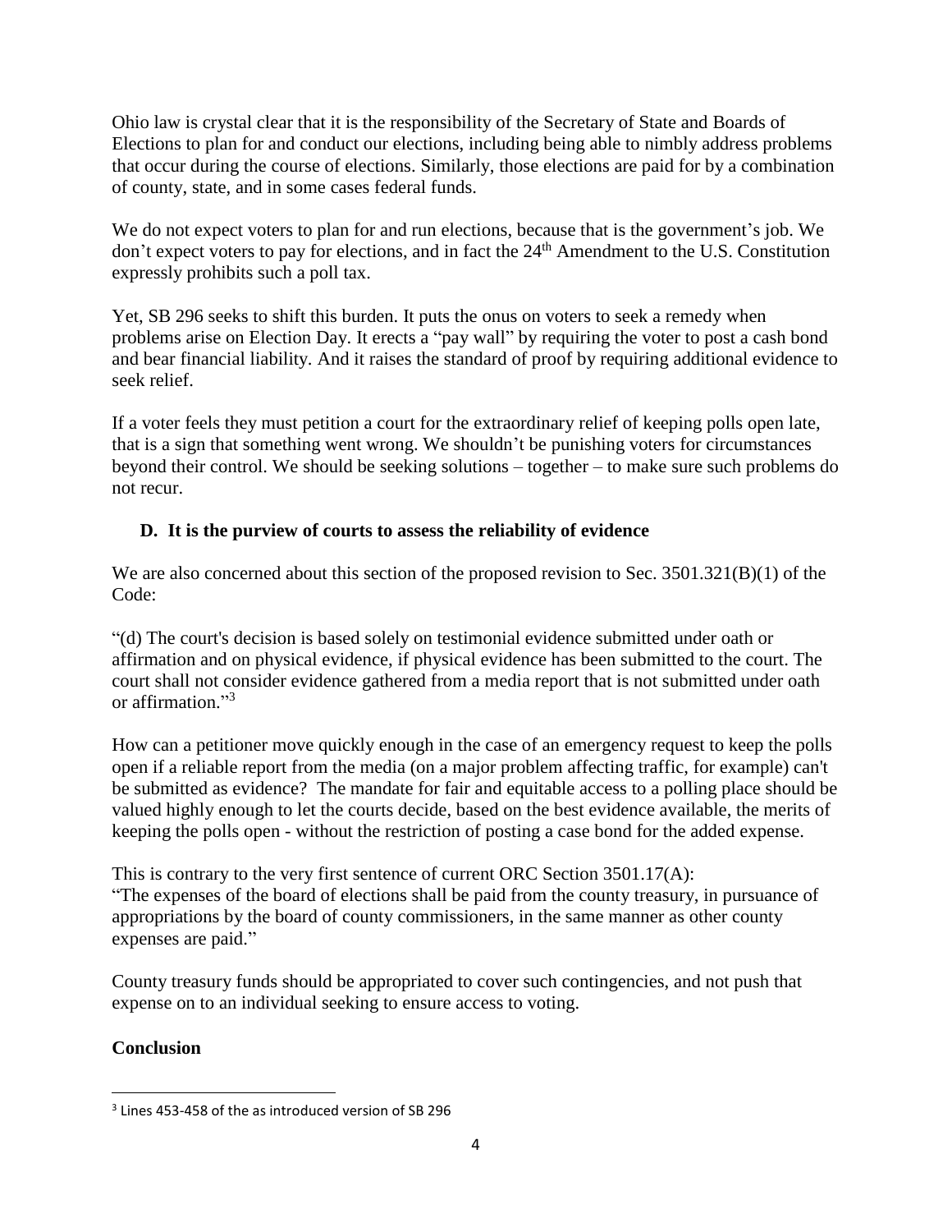Ohio law is crystal clear that it is the responsibility of the Secretary of State and Boards of Elections to plan for and conduct our elections, including being able to nimbly address problems that occur during the course of elections. Similarly, those elections are paid for by a combination of county, state, and in some cases federal funds.

We do not expect voters to plan for and run elections, because that is the government's job. We don't expect voters to pay for elections, and in fact the 24th Amendment to the U.S. Constitution expressly prohibits such a poll tax.

Yet, SB 296 seeks to shift this burden. It puts the onus on voters to seek a remedy when problems arise on Election Day. It erects a "pay wall" by requiring the voter to post a cash bond and bear financial liability. And it raises the standard of proof by requiring additional evidence to seek relief.

If a voter feels they must petition a court for the extraordinary relief of keeping polls open late, that is a sign that something went wrong. We shouldn't be punishing voters for circumstances beyond their control. We should be seeking solutions – together – to make sure such problems do not recur.

### D. It is the purview of courts to assess the reliability of evidence

We are also concerned about this section of the proposed revision to Sec. 3501.321(B)(1) of the Code:

"(d) The court's decision is based solely on testimonial evidence submitted under oath or affirmation and on physical evidence, if physical evidence has been submitted to the court. The court shall not consider evidence gathered from a media report that is not submitted under oath or affirmation."[3]

How can a petitioner move quickly enough in the case of an emergency request to keep the polls open if a reliable report from the media (on a major problem affecting traffic, for example) can't be submitted as evidence? The mandate for fair and equitable access to a polling place should be valued highly enough to let the courts decide, based on the best evidence available, the merits of keeping the polls open - without the restriction of posting a case bond for the added expense.

This is contrary to the very first sentence of current ORC Section 3501.17(A):
"The expenses of the board of elections shall be paid from the county treasury, in pursuance of appropriations by the board of county commissioners, in the same manner as other county expenses are paid."

County treasury funds should be appropriated to cover such contingencies, and not push that expense on to an individual seeking to ensure access to voting.

**Conclusion**

[3] Lines 453-458 of the as introduced version of SB 296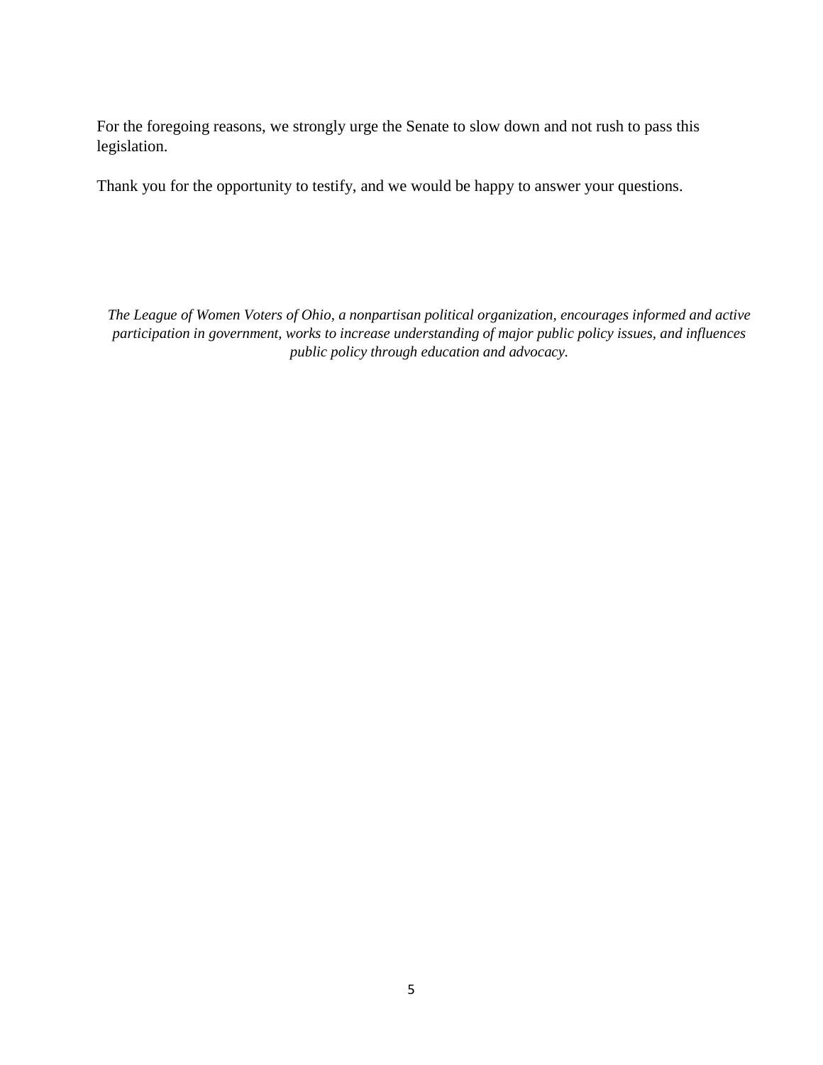For the foregoing reasons, we strongly urge the Senate to slow down and not rush to pass this legislation.

Thank you for the opportunity to testify, and we would be happy to answer your questions.

*The League of Women Voters of Ohio, a nonpartisan political organization, encourages informed and active participation in government, works to increase understanding of major public policy issues, and influences public policy through education and advocacy.*